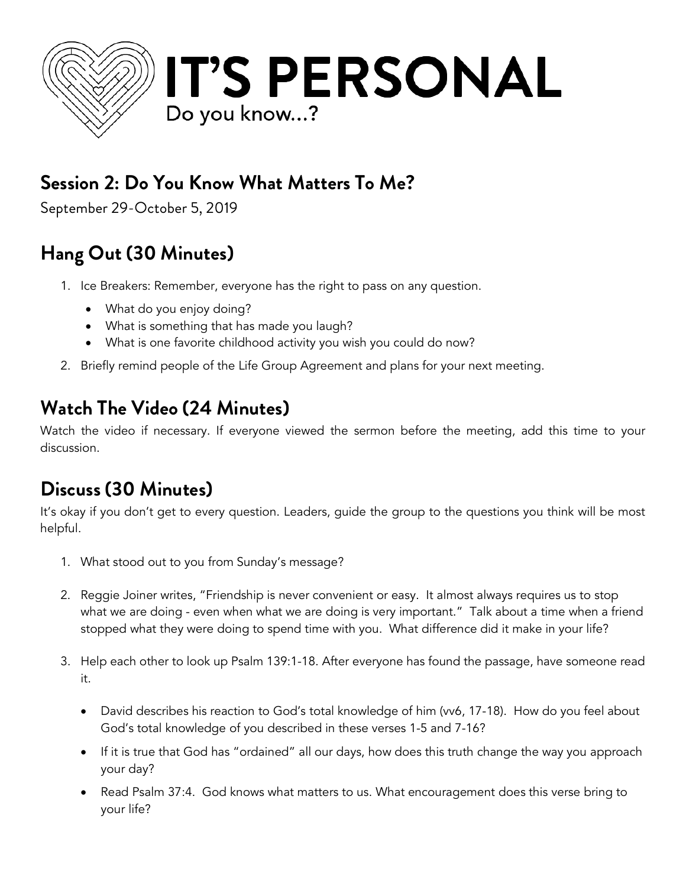# IT'S PERSONAL

Do you know...?

## Session 2: Do You Know What Matters To Me?

September 29-October 5, 2019

## Hang Out (30 Minutes)

1. Ice Breakers: Remember, everyone has the right to pass on any question.
   - What do you enjoy doing?
   - What is something that has made you laugh?
   - What is one favorite childhood activity you wish you could do now?
2. Briefly remind people of the Life Group Agreement and plans for your next meeting.

## Watch The Video (24 Minutes)

Watch the video if necessary. If everyone viewed the sermon before the meeting, add this time to your discussion.

## Discuss (30 Minutes)

It's okay if you don't get to every question. Leaders, guide the group to the questions you think will be most helpful.

1. What stood out to you from Sunday's message?

2. Reggie Joiner writes, "Friendship is never convenient or easy. It almost always requires us to stop what we are doing - even when what we are doing is very important." Talk about a time when a friend stopped what they were doing to spend time with you. What difference did it make in your life?

3. Help each other to look up Psalm 139:1-18. After everyone has found the passage, have someone read it.

   - David describes his reaction to God's total knowledge of him (vv6, 17-18). How do you feel about God's total knowledge of you described in these verses 1-5 and 7-16?
   - If it is true that God has "ordained" all our days, how does this truth change the way you approach your day?
   - Read Psalm 37:4. God knows what matters to us. What encouragement does this verse bring to your life?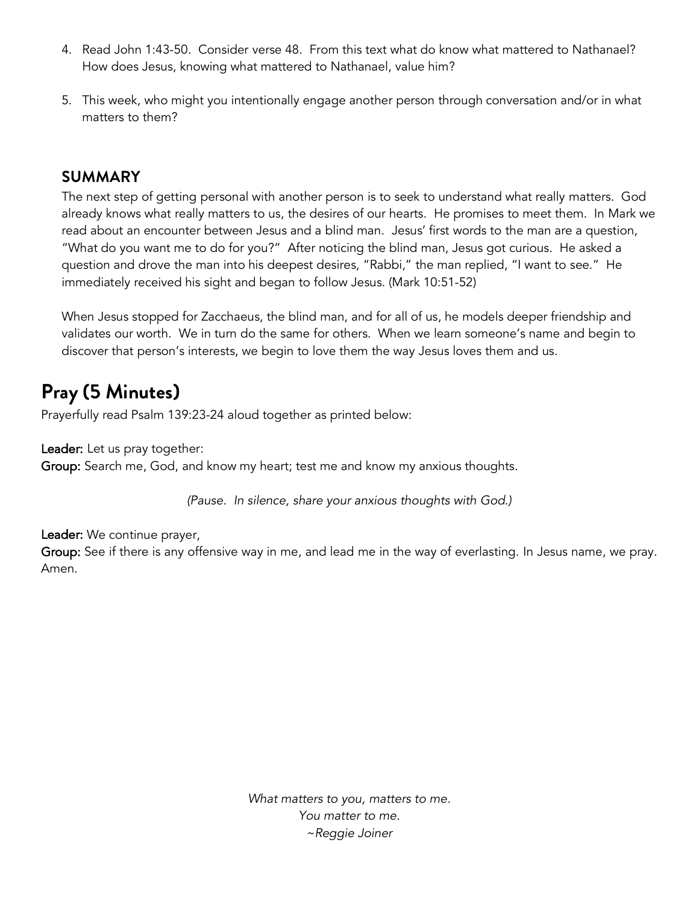4. Read John 1:43-50. Consider verse 48. From this text what do know what mattered to Nathanael? How does Jesus, knowing what mattered to Nathanael, value him?

5. This week, who might you intentionally engage another person through conversation and/or in what matters to them?

## SUMMARY

The next step of getting personal with another person is to seek to understand what really matters. God already knows what really matters to us, the desires of our hearts. He promises to meet them. In Mark we read about an encounter between Jesus and a blind man. Jesus' first words to the man are a question, "What do you want me to do for you?" After noticing the blind man, Jesus got curious. He asked a question and drove the man into his deepest desires, "Rabbi," the man replied, "I want to see." He immediately received his sight and began to follow Jesus. (Mark 10:51-52)

When Jesus stopped for Zacchaeus, the blind man, and for all of us, he models deeper friendship and validates our worth. We in turn do the same for others. When we learn someone's name and begin to discover that person's interests, we begin to love them the way Jesus loves them and us.

# Pray (5 Minutes)

Prayerfully read Psalm 139:23-24 aloud together as printed below:

**Leader:** Let us pray together:
**Group:** Search me, God, and know my heart; test me and know my anxious thoughts.

*(Pause. In silence, share your anxious thoughts with God.)*

**Leader:** We continue prayer,
**Group:** See if there is any offensive way in me, and lead me in the way of everlasting. In Jesus name, we pray. Amen.

*What matters to you, matters to me.*
*You matter to me.*
*~Reggie Joiner*